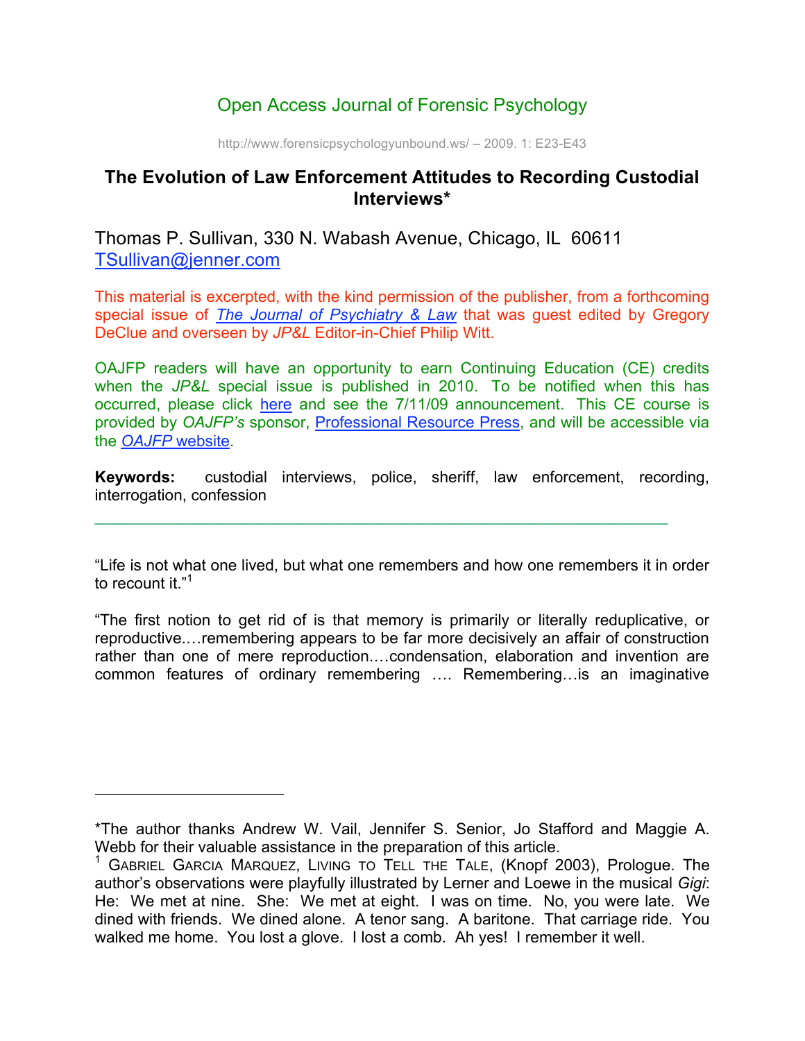Open Access Journal of Forensic Psychology

http://www.forensicpsychologyunbound.ws/ – 2009. 1: E23-E43

# The Evolution of Law Enforcement Attitudes to Recording Custodial Interviews*

Thomas P. Sullivan, 330 N. Wabash Avenue, Chicago, IL 60611
TSullivan@jenner.com

This material is excerpted, with the kind permission of the publisher, from a forthcoming special issue of *The Journal of Psychiatry & Law* that was guest edited by Gregory DeClue and overseen by *JP&L* Editor-in-Chief Philip Witt.

OAJFP readers will have an opportunity to earn Continuing Education (CE) credits when the *JP&L* special issue is published in 2010. To be notified when this has occurred, please click here and see the 7/11/09 announcement. This CE course is provided by *OAJFP's* sponsor, Professional Resource Press, and will be accessible via the *OAJFP* website.

**Keywords:** custodial interviews, police, sheriff, law enforcement, recording, interrogation, confession

---

"Life is not what one lived, but what one remembers and how one remembers it in order to recount it."[1]

"The first notion to get rid of is that memory is primarily or literally reduplicative, or reproductive.…remembering appears to be far more decisively an affair of construction rather than one of mere reproduction.…condensation, elaboration and invention are common features of ordinary remembering …. Remembering…is an imaginative

---

*The author thanks Andrew W. Vail, Jennifer S. Senior, Jo Stafford and Maggie A. Webb for their valuable assistance in the preparation of this article.

[1] Gabriel Garcia Marquez, Living to Tell the Tale, (Knopf 2003), Prologue. The author's observations were playfully illustrated by Lerner and Loewe in the musical *Gigi*: He: We met at nine. She: We met at eight. I was on time. No, you were late. We dined with friends. We dined alone. A tenor sang. A baritone. That carriage ride. You walked me home. You lost a glove. I lost a comb. Ah yes! I remember it well.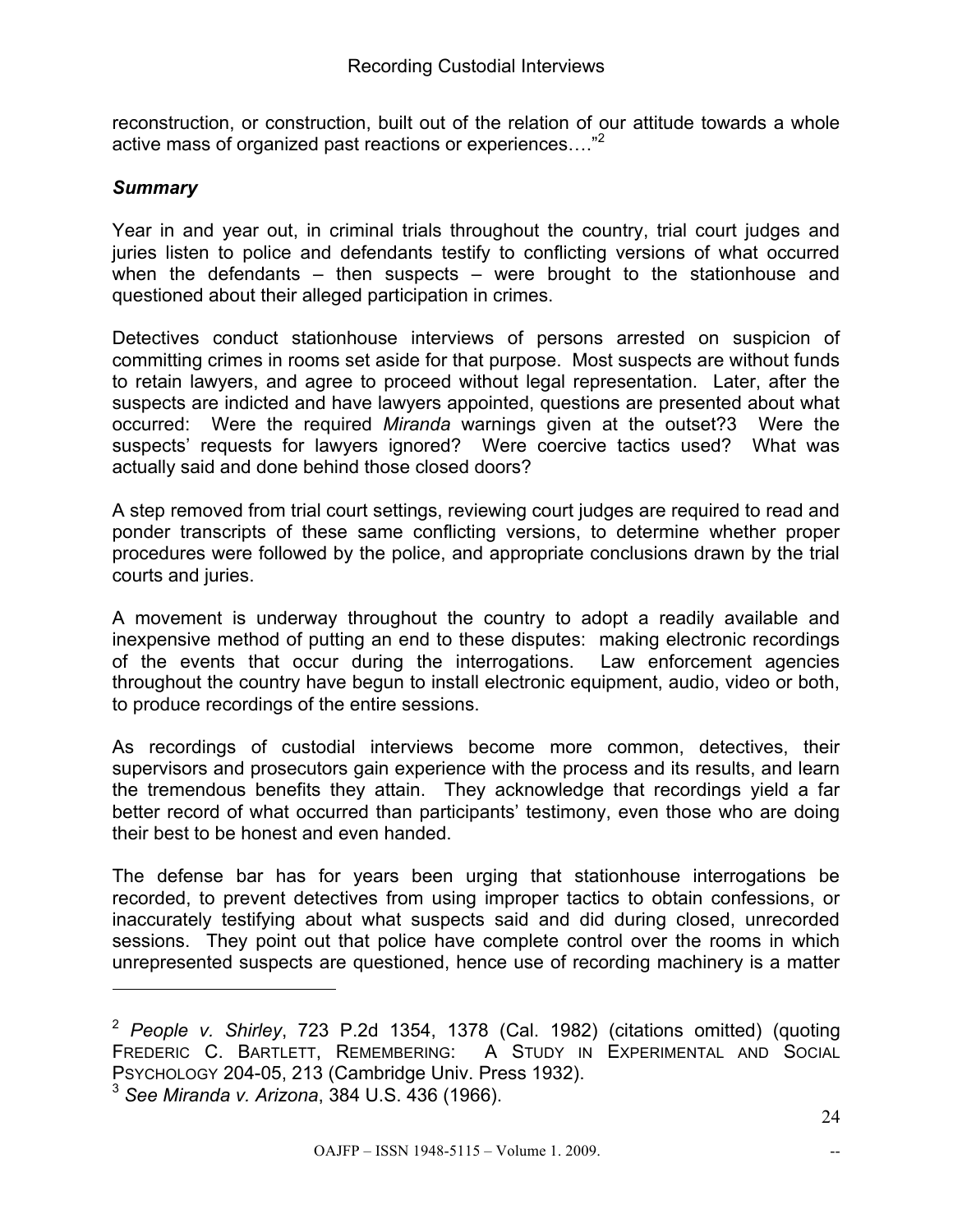reconstruction, or construction, built out of the relation of our attitude towards a whole active mass of organized past reactions or experiences…."[2]

### *Summary*

Year in and year out, in criminal trials throughout the country, trial court judges and juries listen to police and defendants testify to conflicting versions of what occurred when the defendants – then suspects – were brought to the stationhouse and questioned about their alleged participation in crimes.

Detectives conduct stationhouse interviews of persons arrested on suspicion of committing crimes in rooms set aside for that purpose. Most suspects are without funds to retain lawyers, and agree to proceed without legal representation. Later, after the suspects are indicted and have lawyers appointed, questions are presented about what occurred: Were the required *Miranda* warnings given at the outset?[3] Were the suspects' requests for lawyers ignored? Were coercive tactics used? What was actually said and done behind those closed doors?

A step removed from trial court settings, reviewing court judges are required to read and ponder transcripts of these same conflicting versions, to determine whether proper procedures were followed by the police, and appropriate conclusions drawn by the trial courts and juries.

A movement is underway throughout the country to adopt a readily available and inexpensive method of putting an end to these disputes: making electronic recordings of the events that occur during the interrogations. Law enforcement agencies throughout the country have begun to install electronic equipment, audio, video or both, to produce recordings of the entire sessions.

As recordings of custodial interviews become more common, detectives, their supervisors and prosecutors gain experience with the process and its results, and learn the tremendous benefits they attain. They acknowledge that recordings yield a far better record of what occurred than participants' testimony, even those who are doing their best to be honest and even handed.

The defense bar has for years been urging that stationhouse interrogations be recorded, to prevent detectives from using improper tactics to obtain confessions, or inaccurately testifying about what suspects said and did during closed, unrecorded sessions. They point out that police have complete control over the rooms in which unrepresented suspects are questioned, hence use of recording machinery is a matter

---

[2] *People v. Shirley*, 723 P.2d 1354, 1378 (Cal. 1982) (citations omitted) (quoting Frederic C. Bartlett, Remembering: A Study in Experimental and Social Psychology 204-05, 213 (Cambridge Univ. Press 1932).

[3] *See Miranda v. Arizona*, 384 U.S. 436 (1966).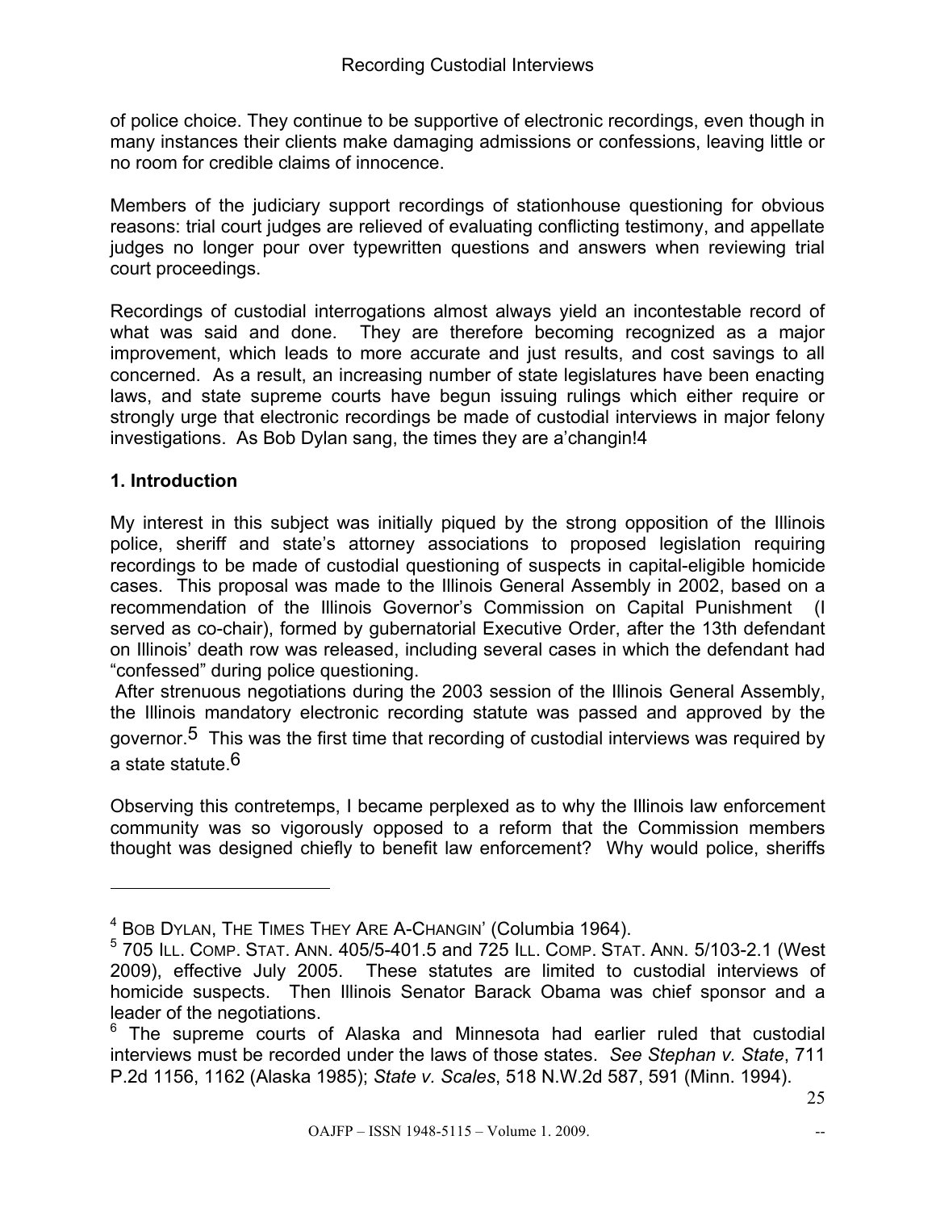of police choice. They continue to be supportive of electronic recordings, even though in many instances their clients make damaging admissions or confessions, leaving little or no room for credible claims of innocence.

Members of the judiciary support recordings of stationhouse questioning for obvious reasons: trial court judges are relieved of evaluating conflicting testimony, and appellate judges no longer pour over typewritten questions and answers when reviewing trial court proceedings.

Recordings of custodial interrogations almost always yield an incontestable record of what was said and done. They are therefore becoming recognized as a major improvement, which leads to more accurate and just results, and cost savings to all concerned. As a result, an increasing number of state legislatures have been enacting laws, and state supreme courts have begun issuing rulings which either require or strongly urge that electronic recordings be made of custodial interviews in major felony investigations. As Bob Dylan sang, the times they are a'changin![4]

**1. Introduction**

My interest in this subject was initially piqued by the strong opposition of the Illinois police, sheriff and state's attorney associations to proposed legislation requiring recordings to be made of custodial questioning of suspects in capital-eligible homicide cases. This proposal was made to the Illinois General Assembly in 2002, based on a recommendation of the Illinois Governor's Commission on Capital Punishment (I served as co-chair), formed by gubernatorial Executive Order, after the 13th defendant on Illinois' death row was released, including several cases in which the defendant had "confessed" during police questioning.

After strenuous negotiations during the 2003 session of the Illinois General Assembly, the Illinois mandatory electronic recording statute was passed and approved by the governor.[5] This was the first time that recording of custodial interviews was required by a state statute.[6]

Observing this contretemps, I became perplexed as to why the Illinois law enforcement community was so vigorously opposed to a reform that the Commission members thought was designed chiefly to benefit law enforcement? Why would police, sheriffs

---

[4] BOB DYLAN, THE TIMES THEY ARE A-CHANGIN' (Columbia 1964).

[5] 705 ILL. COMP. STAT. ANN. 405/5-401.5 and 725 ILL. COMP. STAT. ANN. 5/103-2.1 (West 2009), effective July 2005. These statutes are limited to custodial interviews of homicide suspects. Then Illinois Senator Barack Obama was chief sponsor and a leader of the negotiations.

[6] The supreme courts of Alaska and Minnesota had earlier ruled that custodial interviews must be recorded under the laws of those states. *See Stephan v. State*, 711 P.2d 1156, 1162 (Alaska 1985); *State v. Scales*, 518 N.W.2d 587, 591 (Minn. 1994).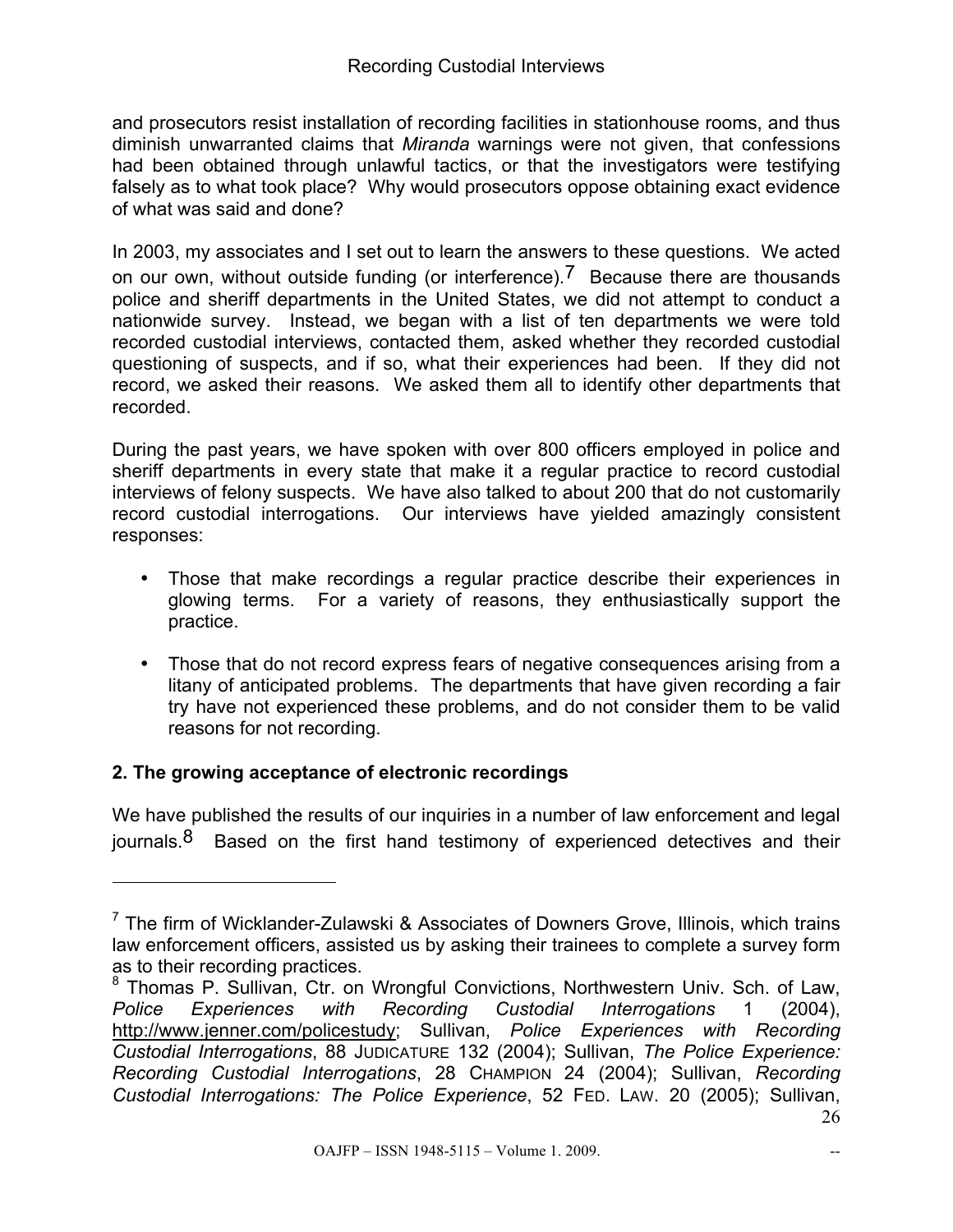and prosecutors resist installation of recording facilities in stationhouse rooms, and thus diminish unwarranted claims that *Miranda* warnings were not given, that confessions had been obtained through unlawful tactics, or that the investigators were testifying falsely as to what took place? Why would prosecutors oppose obtaining exact evidence of what was said and done?

In 2003, my associates and I set out to learn the answers to these questions. We acted on our own, without outside funding (or interference).[7] Because there are thousands police and sheriff departments in the United States, we did not attempt to conduct a nationwide survey. Instead, we began with a list of ten departments we were told recorded custodial interviews, contacted them, asked whether they recorded custodial questioning of suspects, and if so, what their experiences had been. If they did not record, we asked their reasons. We asked them all to identify other departments that recorded.

During the past years, we have spoken with over 800 officers employed in police and sheriff departments in every state that make it a regular practice to record custodial interviews of felony suspects. We have also talked to about 200 that do not customarily record custodial interrogations. Our interviews have yielded amazingly consistent responses:

- Those that make recordings a regular practice describe their experiences in glowing terms. For a variety of reasons, they enthusiastically support the practice.
- Those that do not record express fears of negative consequences arising from a litany of anticipated problems. The departments that have given recording a fair try have not experienced these problems, and do not consider them to be valid reasons for not recording.

## 2. The growing acceptance of electronic recordings

We have published the results of our inquiries in a number of law enforcement and legal journals.[8] Based on the first hand testimony of experienced detectives and their

---

[7] The firm of Wicklander-Zulawski & Associates of Downers Grove, Illinois, which trains law enforcement officers, assisted us by asking their trainees to complete a survey form as to their recording practices.

[8] Thomas P. Sullivan, Ctr. on Wrongful Convictions, Northwestern Univ. Sch. of Law, *Police Experiences with Recording Custodial Interrogations* 1 (2004), http://www.jenner.com/policestudy; Sullivan, *Police Experiences with Recording Custodial Interrogations*, 88 JUDICATURE 132 (2004); Sullivan, *The Police Experience: Recording Custodial Interrogations*, 28 CHAMPION 24 (2004); Sullivan, *Recording Custodial Interrogations: The Police Experience*, 52 FED. LAW. 20 (2005); Sullivan,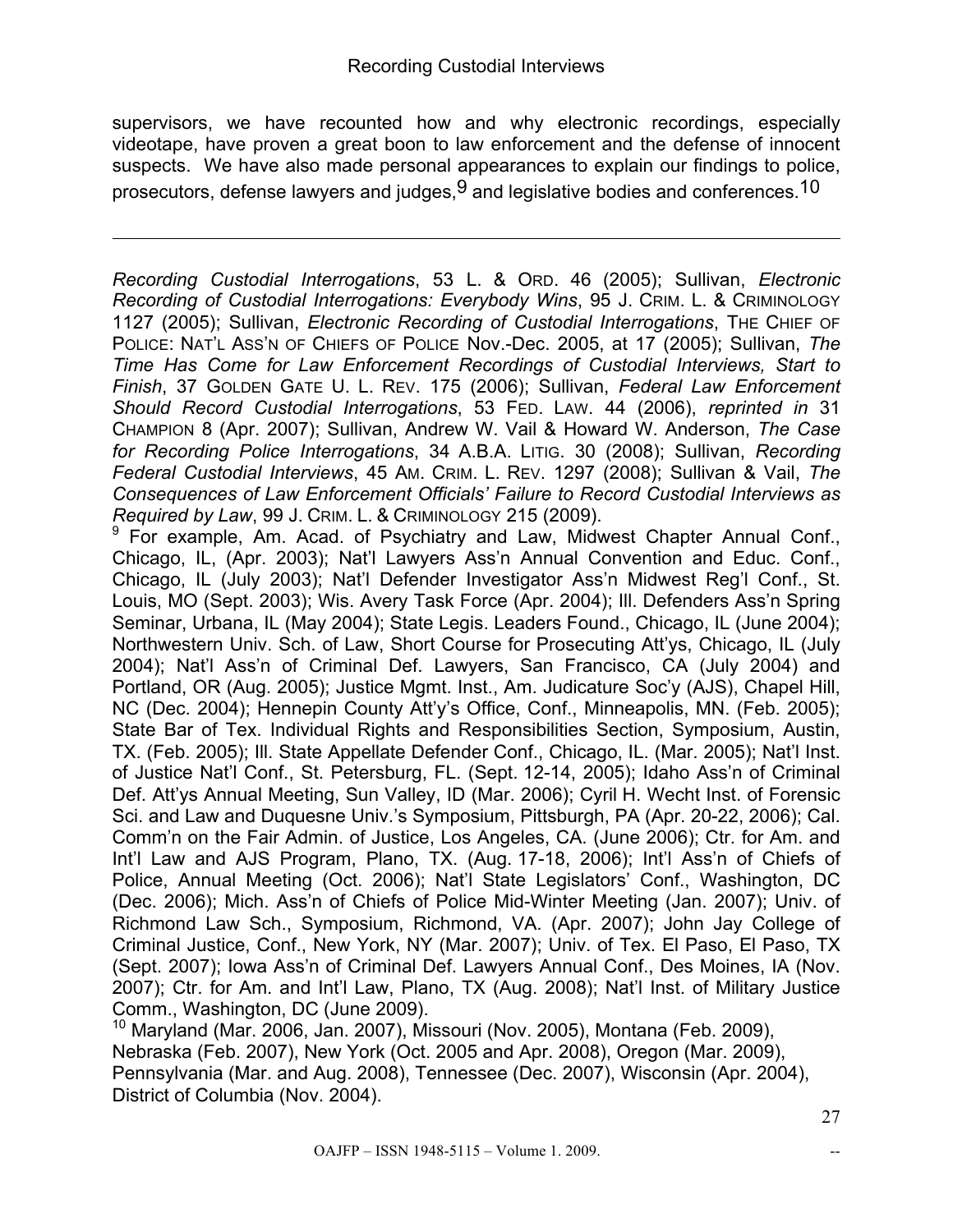supervisors, we have recounted how and why electronic recordings, especially videotape, have proven a great boon to law enforcement and the defense of innocent suspects. We have also made personal appearances to explain our findings to police, prosecutors, defense lawyers and judges,[9] and legislative bodies and conferences.[10]

---

*Recording Custodial Interrogations*, 53 L. & ORD. 46 (2005); Sullivan, *Electronic Recording of Custodial Interrogations: Everybody Wins*, 95 J. CRIM. L. & CRIMINOLOGY 1127 (2005); Sullivan, *Electronic Recording of Custodial Interrogations*, THE CHIEF OF POLICE: NAT'L ASS'N OF CHIEFS OF POLICE Nov.-Dec. 2005, at 17 (2005); Sullivan, *The Time Has Come for Law Enforcement Recordings of Custodial Interviews, Start to Finish*, 37 GOLDEN GATE U. L. REV. 175 (2006); Sullivan, *Federal Law Enforcement Should Record Custodial Interrogations*, 53 FED. LAW. 44 (2006), *reprinted in* 31 CHAMPION 8 (Apr. 2007); Sullivan, Andrew W. Vail & Howard W. Anderson, *The Case for Recording Police Interrogations*, 34 A.B.A. LITIG. 30 (2008); Sullivan, *Recording Federal Custodial Interviews*, 45 AM. CRIM. L. REV. 1297 (2008); Sullivan & Vail, *The Consequences of Law Enforcement Officials' Failure to Record Custodial Interviews as Required by Law*, 99 J. CRIM. L. & CRIMINOLOGY 215 (2009).

[9] For example, Am. Acad. of Psychiatry and Law, Midwest Chapter Annual Conf., Chicago, IL, (Apr. 2003); Nat'l Lawyers Ass'n Annual Convention and Educ. Conf., Chicago, IL (July 2003); Nat'l Defender Investigator Ass'n Midwest Reg'l Conf., St. Louis, MO (Sept. 2003); Wis. Avery Task Force (Apr. 2004); Ill. Defenders Ass'n Spring Seminar, Urbana, IL (May 2004); State Legis. Leaders Found., Chicago, IL (June 2004); Northwestern Univ. Sch. of Law, Short Course for Prosecuting Att'ys, Chicago, IL (July 2004); Nat'l Ass'n of Criminal Def. Lawyers, San Francisco, CA (July 2004) and Portland, OR (Aug. 2005); Justice Mgmt. Inst., Am. Judicature Soc'y (AJS), Chapel Hill, NC (Dec. 2004); Hennepin County Att'y's Office, Conf., Minneapolis, MN. (Feb. 2005); State Bar of Tex. Individual Rights and Responsibilities Section, Symposium, Austin, TX. (Feb. 2005); Ill. State Appellate Defender Conf., Chicago, IL. (Mar. 2005); Nat'l Inst. of Justice Nat'l Conf., St. Petersburg, FL. (Sept. 12-14, 2005); Idaho Ass'n of Criminal Def. Att'ys Annual Meeting, Sun Valley, ID (Mar. 2006); Cyril H. Wecht Inst. of Forensic Sci. and Law and Duquesne Univ.'s Symposium, Pittsburgh, PA (Apr. 20-22, 2006); Cal. Comm'n on the Fair Admin. of Justice, Los Angeles, CA. (June 2006); Ctr. for Am. and Int'l Law and AJS Program, Plano, TX. (Aug. 17-18, 2006); Int'l Ass'n of Chiefs of Police, Annual Meeting (Oct. 2006); Nat'l State Legislators' Conf., Washington, DC (Dec. 2006); Mich. Ass'n of Chiefs of Police Mid-Winter Meeting (Jan. 2007); Univ. of Richmond Law Sch., Symposium, Richmond, VA. (Apr. 2007); John Jay College of Criminal Justice, Conf., New York, NY (Mar. 2007); Univ. of Tex. El Paso, El Paso, TX (Sept. 2007); Iowa Ass'n of Criminal Def. Lawyers Annual Conf., Des Moines, IA (Nov. 2007); Ctr. for Am. and Int'l Law, Plano, TX (Aug. 2008); Nat'l Inst. of Military Justice Comm., Washington, DC (June 2009).

[10] Maryland (Mar. 2006, Jan. 2007), Missouri (Nov. 2005), Montana (Feb. 2009), Nebraska (Feb. 2007), New York (Oct. 2005 and Apr. 2008), Oregon (Mar. 2009), Pennsylvania (Mar. and Aug. 2008), Tennessee (Dec. 2007), Wisconsin (Apr. 2004), District of Columbia (Nov. 2004).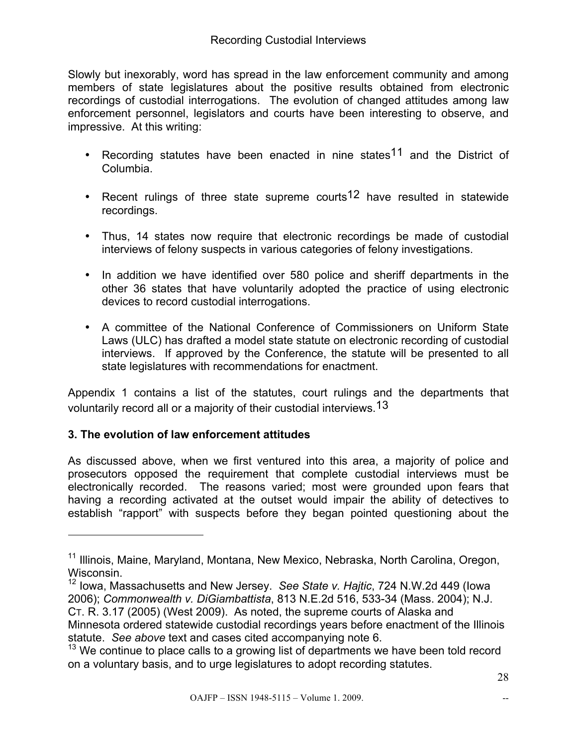Slowly but inexorably, word has spread in the law enforcement community and among members of state legislatures about the positive results obtained from electronic recordings of custodial interrogations. The evolution of changed attitudes among law enforcement personnel, legislators and courts have been interesting to observe, and impressive. At this writing:

- Recording statutes have been enacted in nine states[11] and the District of Columbia.
- Recent rulings of three state supreme courts[12] have resulted in statewide recordings.
- Thus, 14 states now require that electronic recordings be made of custodial interviews of felony suspects in various categories of felony investigations.
- In addition we have identified over 580 police and sheriff departments in the other 36 states that have voluntarily adopted the practice of using electronic devices to record custodial interrogations.
- A committee of the National Conference of Commissioners on Uniform State Laws (ULC) has drafted a model state statute on electronic recording of custodial interviews. If approved by the Conference, the statute will be presented to all state legislatures with recommendations for enactment.

Appendix 1 contains a list of the statutes, court rulings and the departments that voluntarily record all or a majority of their custodial interviews.[13]

### 3. The evolution of law enforcement attitudes

As discussed above, when we first ventured into this area, a majority of police and prosecutors opposed the requirement that complete custodial interviews must be electronically recorded. The reasons varied; most were grounded upon fears that having a recording activated at the outset would impair the ability of detectives to establish "rapport" with suspects before they began pointed questioning about the

---

[11] Illinois, Maine, Maryland, Montana, New Mexico, Nebraska, North Carolina, Oregon, Wisconsin.

[12] Iowa, Massachusetts and New Jersey. *See State v. Hajtic*, 724 N.W.2d 449 (Iowa 2006); *Commonwealth v. DiGiambattista*, 813 N.E.2d 516, 533-34 (Mass. 2004); N.J. CT. R. 3.17 (2005) (West 2009). As noted, the supreme courts of Alaska and Minnesota ordered statewide custodial recordings years before enactment of the Illinois statute. *See above* text and cases cited accompanying note 6.

[13] We continue to place calls to a growing list of departments we have been told record on a voluntary basis, and to urge legislatures to adopt recording statutes.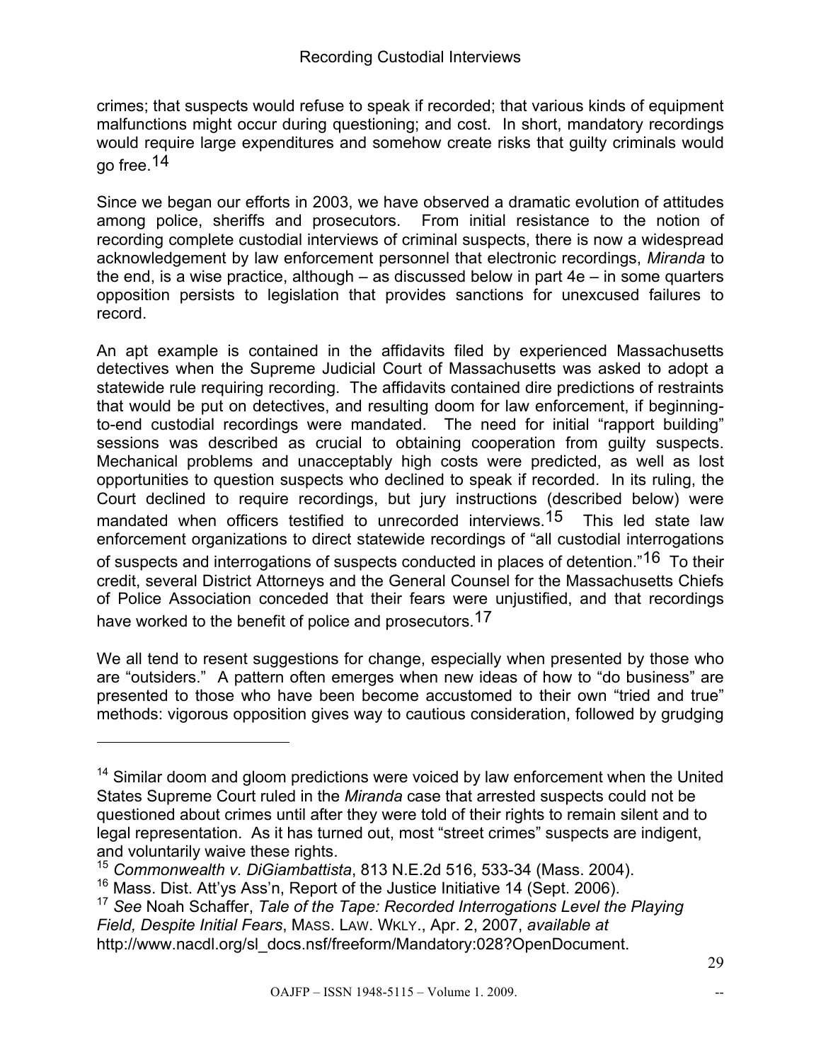crimes; that suspects would refuse to speak if recorded; that various kinds of equipment malfunctions might occur during questioning; and cost. In short, mandatory recordings would require large expenditures and somehow create risks that guilty criminals would go free.[14]

Since we began our efforts in 2003, we have observed a dramatic evolution of attitudes among police, sheriffs and prosecutors. From initial resistance to the notion of recording complete custodial interviews of criminal suspects, there is now a widespread acknowledgement by law enforcement personnel that electronic recordings, *Miranda* to the end, is a wise practice, although – as discussed below in part 4e – in some quarters opposition persists to legislation that provides sanctions for unexcused failures to record.

An apt example is contained in the affidavits filed by experienced Massachusetts detectives when the Supreme Judicial Court of Massachusetts was asked to adopt a statewide rule requiring recording. The affidavits contained dire predictions of restraints that would be put on detectives, and resulting doom for law enforcement, if beginning-to-end custodial recordings were mandated. The need for initial "rapport building" sessions was described as crucial to obtaining cooperation from guilty suspects. Mechanical problems and unacceptably high costs were predicted, as well as lost opportunities to question suspects who declined to speak if recorded. In its ruling, the Court declined to require recordings, but jury instructions (described below) were mandated when officers testified to unrecorded interviews.[15] This led state law enforcement organizations to direct statewide recordings of "all custodial interrogations of suspects and interrogations of suspects conducted in places of detention."[16] To their credit, several District Attorneys and the General Counsel for the Massachusetts Chiefs of Police Association conceded that their fears were unjustified, and that recordings have worked to the benefit of police and prosecutors.[17]

We all tend to resent suggestions for change, especially when presented by those who are "outsiders." A pattern often emerges when new ideas of how to "do business" are presented to those who have been become accustomed to their own "tried and true" methods: vigorous opposition gives way to cautious consideration, followed by grudging

---

[14] Similar doom and gloom predictions were voiced by law enforcement when the United States Supreme Court ruled in the *Miranda* case that arrested suspects could not be questioned about crimes until after they were told of their rights to remain silent and to legal representation. As it has turned out, most "street crimes" suspects are indigent, and voluntarily waive these rights.

[15] *Commonwealth v. DiGiambattista*, 813 N.E.2d 516, 533-34 (Mass. 2004).

[16] Mass. Dist. Att'ys Ass'n, Report of the Justice Initiative 14 (Sept. 2006).

[17] *See* Noah Schaffer, *Tale of the Tape: Recorded Interrogations Level the Playing Field, Despite Initial Fears*, MASS. LAW. WKLY., Apr. 2, 2007, *available at* http://www.nacdl.org/sl_docs.nsf/freeform/Mandatory:028?OpenDocument.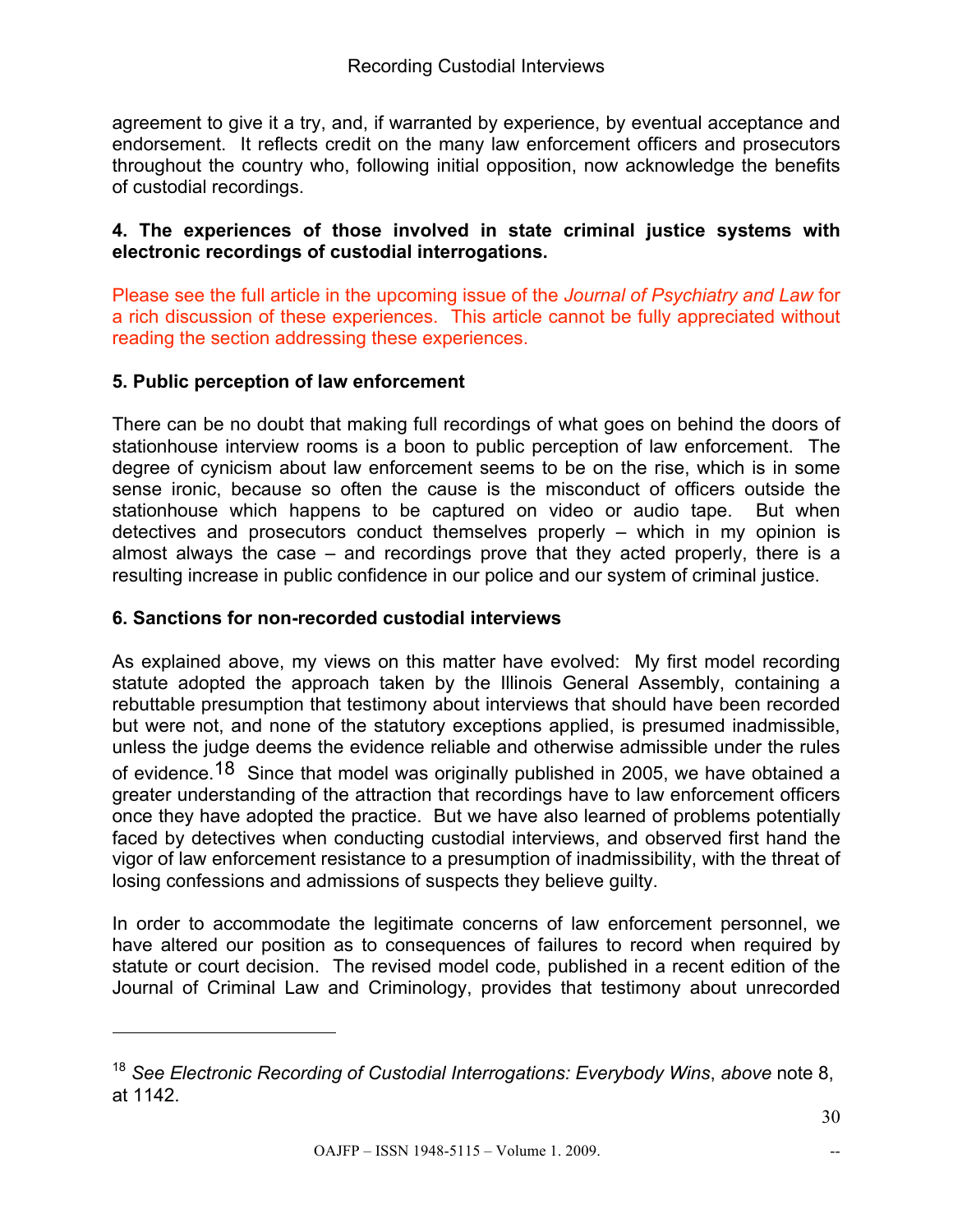agreement to give it a try, and, if warranted by experience, by eventual acceptance and endorsement. It reflects credit on the many law enforcement officers and prosecutors throughout the country who, following initial opposition, now acknowledge the benefits of custodial recordings.

**4. The experiences of those involved in state criminal justice systems with electronic recordings of custodial interrogations.**

Please see the full article in the upcoming issue of the *Journal of Psychiatry and Law* for a rich discussion of these experiences. This article cannot be fully appreciated without reading the section addressing these experiences.

**5. Public perception of law enforcement**

There can be no doubt that making full recordings of what goes on behind the doors of stationhouse interview rooms is a boon to public perception of law enforcement. The degree of cynicism about law enforcement seems to be on the rise, which is in some sense ironic, because so often the cause is the misconduct of officers outside the stationhouse which happens to be captured on video or audio tape. But when detectives and prosecutors conduct themselves properly – which in my opinion is almost always the case – and recordings prove that they acted properly, there is a resulting increase in public confidence in our police and our system of criminal justice.

**6. Sanctions for non-recorded custodial interviews**

As explained above, my views on this matter have evolved: My first model recording statute adopted the approach taken by the Illinois General Assembly, containing a rebuttable presumption that testimony about interviews that should have been recorded but were not, and none of the statutory exceptions applied, is presumed inadmissible, unless the judge deems the evidence reliable and otherwise admissible under the rules of evidence.[18] Since that model was originally published in 2005, we have obtained a greater understanding of the attraction that recordings have to law enforcement officers once they have adopted the practice. But we have also learned of problems potentially faced by detectives when conducting custodial interviews, and observed first hand the vigor of law enforcement resistance to a presumption of inadmissibility, with the threat of losing confessions and admissions of suspects they believe guilty.

In order to accommodate the legitimate concerns of law enforcement personnel, we have altered our position as to consequences of failures to record when required by statute or court decision. The revised model code, published in a recent edition of the Journal of Criminal Law and Criminology, provides that testimony about unrecorded

[18] *See Electronic Recording of Custodial Interrogations: Everybody Wins*, *above* note 8, at 1142.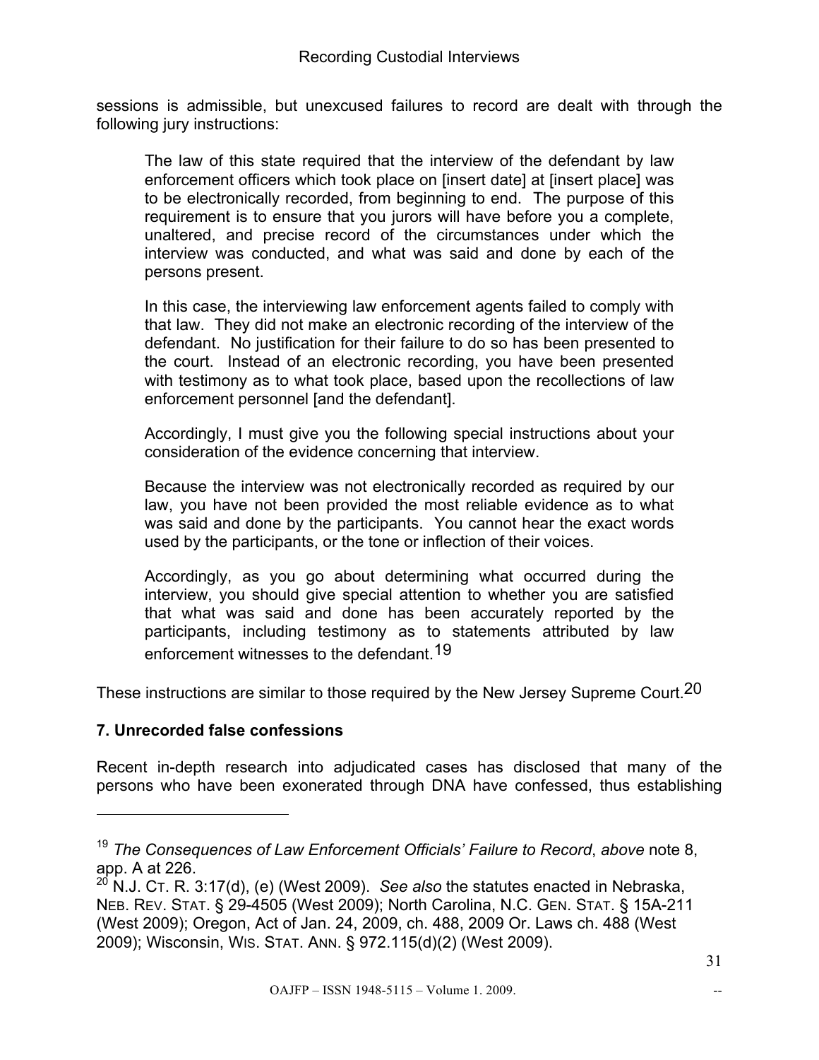sessions is admissible, but unexcused failures to record are dealt with through the following jury instructions:

> The law of this state required that the interview of the defendant by law enforcement officers which took place on [insert date] at [insert place] was to be electronically recorded, from beginning to end. The purpose of this requirement is to ensure that you jurors will have before you a complete, unaltered, and precise record of the circumstances under which the interview was conducted, and what was said and done by each of the persons present.
>
> In this case, the interviewing law enforcement agents failed to comply with that law. They did not make an electronic recording of the interview of the defendant. No justification for their failure to do so has been presented to the court. Instead of an electronic recording, you have been presented with testimony as to what took place, based upon the recollections of law enforcement personnel [and the defendant].
>
> Accordingly, I must give you the following special instructions about your consideration of the evidence concerning that interview.
>
> Because the interview was not electronically recorded as required by our law, you have not been provided the most reliable evidence as to what was said and done by the participants. You cannot hear the exact words used by the participants, or the tone or inflection of their voices.
>
> Accordingly, as you go about determining what occurred during the interview, you should give special attention to whether you are satisfied that what was said and done has been accurately reported by the participants, including testimony as to statements attributed by law enforcement witnesses to the defendant.[19]

These instructions are similar to those required by the New Jersey Supreme Court.[20]

### 7. Unrecorded false confessions

Recent in-depth research into adjudicated cases has disclosed that many of the persons who have been exonerated through DNA have confessed, thus establishing

---

[19] *The Consequences of Law Enforcement Officials' Failure to Record*, *above* note 8, app. A at 226.

[20] N.J. Ct. R. 3:17(d), (e) (West 2009). *See also* the statutes enacted in Nebraska, Neb. Rev. Stat. § 29-4505 (West 2009); North Carolina, N.C. Gen. Stat. § 15A-211 (West 2009); Oregon, Act of Jan. 24, 2009, ch. 488, 2009 Or. Laws ch. 488 (West 2009); Wisconsin, Wis. Stat. Ann. § 972.115(d)(2) (West 2009).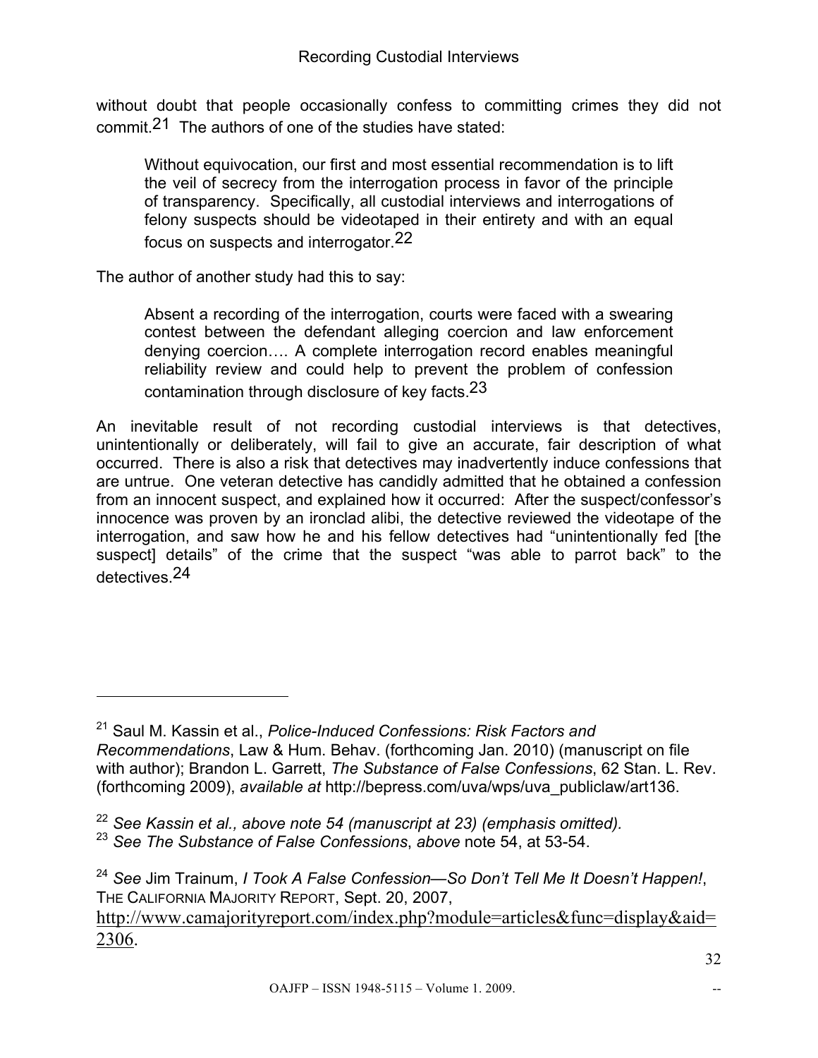without doubt that people occasionally confess to committing crimes they did not commit.[21] The authors of one of the studies have stated:

> Without equivocation, our first and most essential recommendation is to lift the veil of secrecy from the interrogation process in favor of the principle of transparency. Specifically, all custodial interviews and interrogations of felony suspects should be videotaped in their entirety and with an equal focus on suspects and interrogator.[22]

The author of another study had this to say:

> Absent a recording of the interrogation, courts were faced with a swearing contest between the defendant alleging coercion and law enforcement denying coercion…. A complete interrogation record enables meaningful reliability review and could help to prevent the problem of confession contamination through disclosure of key facts.[23]

An inevitable result of not recording custodial interviews is that detectives, unintentionally or deliberately, will fail to give an accurate, fair description of what occurred. There is also a risk that detectives may inadvertently induce confessions that are untrue. One veteran detective has candidly admitted that he obtained a confession from an innocent suspect, and explained how it occurred: After the suspect/confessor's innocence was proven by an ironclad alibi, the detective reviewed the videotape of the interrogation, and saw how he and his fellow detectives had "unintentionally fed [the suspect] details" of the crime that the suspect "was able to parrot back" to the detectives.[24]

---

[21] Saul M. Kassin et al., *Police-Induced Confessions: Risk Factors and Recommendations*, Law & Hum. Behav. (forthcoming Jan. 2010) (manuscript on file with author); Brandon L. Garrett, *The Substance of False Confessions*, 62 Stan. L. Rev. (forthcoming 2009), *available at* http://bepress.com/uva/wps/uva_publiclaw/art136.

[22] *See Kassin et al., above note 54 (manuscript at 23) (emphasis omitted).*

[23] *See The Substance of False Confessions*, *above* note 54, at 53-54.

[24] *See* Jim Trainum, *I Took A False Confession—So Don't Tell Me It Doesn't Happen!*, THE CALIFORNIA MAJORITY REPORT, Sept. 20, 2007, http://www.camajorityreport.com/index.php?module=articles&func=display&aid=2306.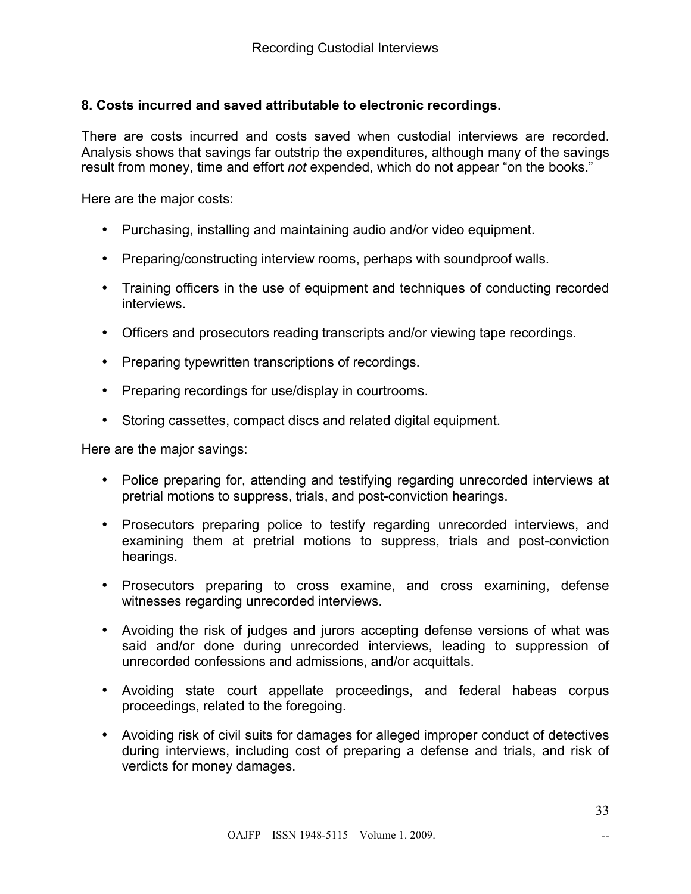## 8. Costs incurred and saved attributable to electronic recordings.

There are costs incurred and costs saved when custodial interviews are recorded. Analysis shows that savings far outstrip the expenditures, although many of the savings result from money, time and effort *not* expended, which do not appear "on the books."

Here are the major costs:

- Purchasing, installing and maintaining audio and/or video equipment.
- Preparing/constructing interview rooms, perhaps with soundproof walls.
- Training officers in the use of equipment and techniques of conducting recorded interviews.
- Officers and prosecutors reading transcripts and/or viewing tape recordings.
- Preparing typewritten transcriptions of recordings.
- Preparing recordings for use/display in courtrooms.
- Storing cassettes, compact discs and related digital equipment.

Here are the major savings:

- Police preparing for, attending and testifying regarding unrecorded interviews at pretrial motions to suppress, trials, and post-conviction hearings.
- Prosecutors preparing police to testify regarding unrecorded interviews, and examining them at pretrial motions to suppress, trials and post-conviction hearings.
- Prosecutors preparing to cross examine, and cross examining, defense witnesses regarding unrecorded interviews.
- Avoiding the risk of judges and jurors accepting defense versions of what was said and/or done during unrecorded interviews, leading to suppression of unrecorded confessions and admissions, and/or acquittals.
- Avoiding state court appellate proceedings, and federal habeas corpus proceedings, related to the foregoing.
- Avoiding risk of civil suits for damages for alleged improper conduct of detectives during interviews, including cost of preparing a defense and trials, and risk of verdicts for money damages.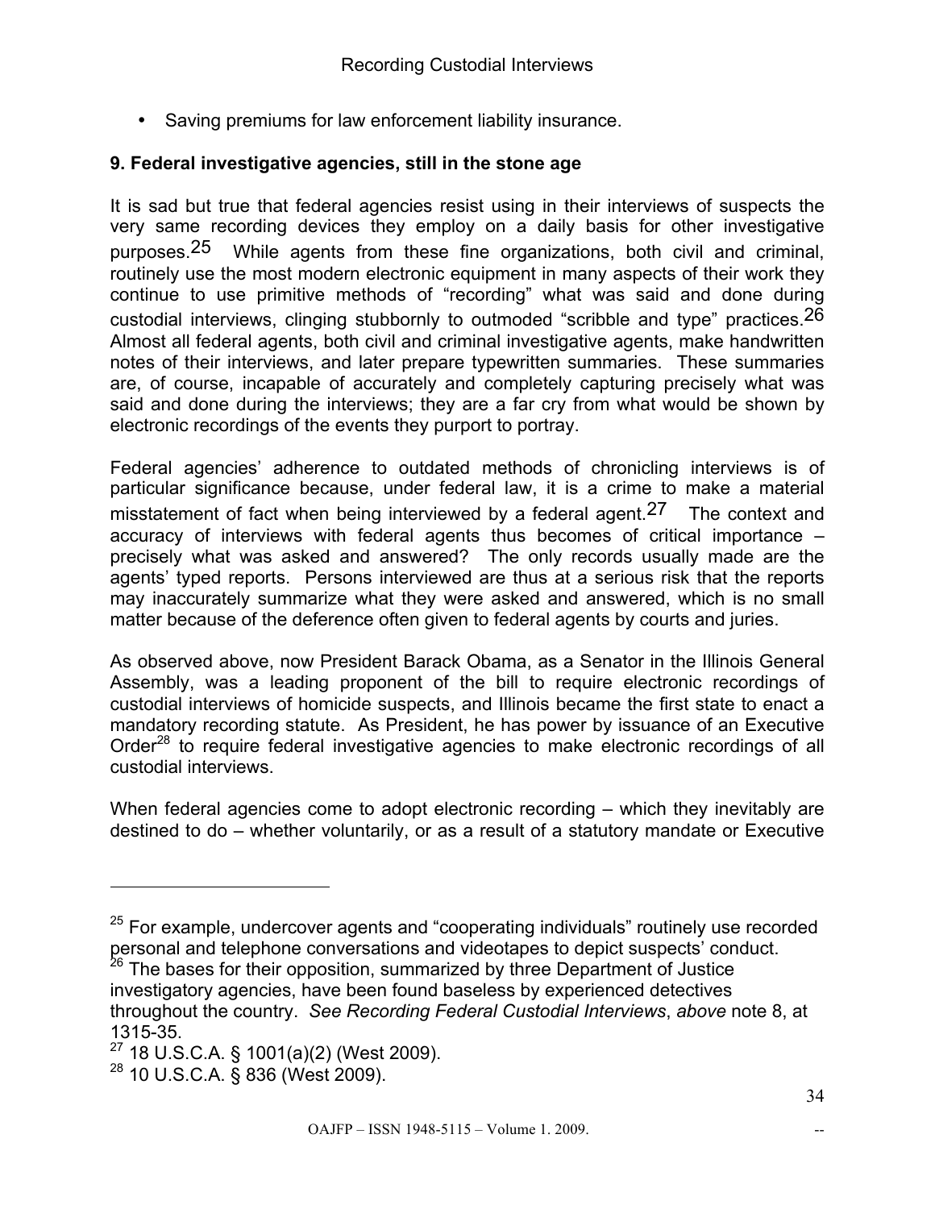- Saving premiums for law enforcement liability insurance.

### 9. Federal investigative agencies, still in the stone age

It is sad but true that federal agencies resist using in their interviews of suspects the very same recording devices they employ on a daily basis for other investigative purposes.[25] While agents from these fine organizations, both civil and criminal, routinely use the most modern electronic equipment in many aspects of their work they continue to use primitive methods of "recording" what was said and done during custodial interviews, clinging stubbornly to outmoded "scribble and type" practices.[26] Almost all federal agents, both civil and criminal investigative agents, make handwritten notes of their interviews, and later prepare typewritten summaries. These summaries are, of course, incapable of accurately and completely capturing precisely what was said and done during the interviews; they are a far cry from what would be shown by electronic recordings of the events they purport to portray.

Federal agencies' adherence to outdated methods of chronicling interviews is of particular significance because, under federal law, it is a crime to make a material misstatement of fact when being interviewed by a federal agent.[27] The context and accuracy of interviews with federal agents thus becomes of critical importance – precisely what was asked and answered? The only records usually made are the agents' typed reports. Persons interviewed are thus at a serious risk that the reports may inaccurately summarize what they were asked and answered, which is no small matter because of the deference often given to federal agents by courts and juries.

As observed above, now President Barack Obama, as a Senator in the Illinois General Assembly, was a leading proponent of the bill to require electronic recordings of custodial interviews of homicide suspects, and Illinois became the first state to enact a mandatory recording statute. As President, he has power by issuance of an Executive Order[28] to require federal investigative agencies to make electronic recordings of all custodial interviews.

When federal agencies come to adopt electronic recording – which they inevitably are destined to do – whether voluntarily, or as a result of a statutory mandate or Executive

---

[25] For example, undercover agents and "cooperating individuals" routinely use recorded personal and telephone conversations and videotapes to depict suspects' conduct.

[26] The bases for their opposition, summarized by three Department of Justice investigatory agencies, have been found baseless by experienced detectives throughout the country. *See Recording Federal Custodial Interviews*, *above* note 8, at 1315-35.

[27] 18 U.S.C.A. § 1001(a)(2) (West 2009).

[28] 10 U.S.C.A. § 836 (West 2009).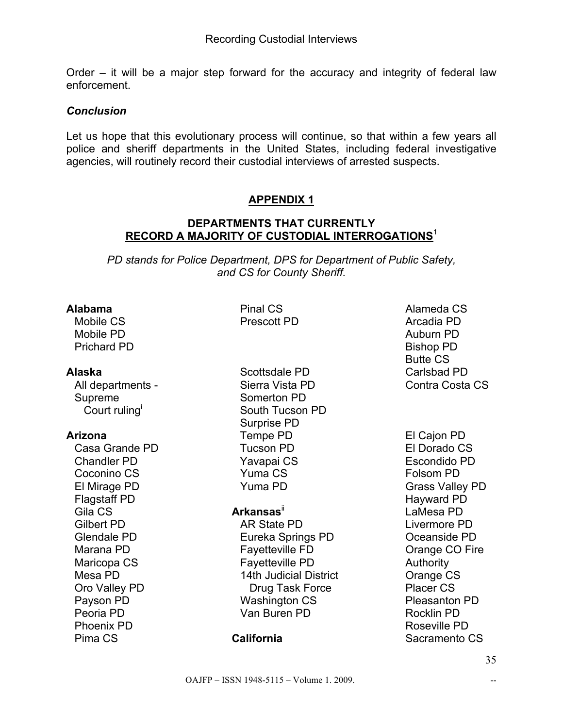Order – it will be a major step forward for the accuracy and integrity of federal law enforcement.

### *Conclusion*

Let us hope that this evolutionary process will continue, so that within a few years all police and sheriff departments in the United States, including federal investigative agencies, will routinely record their custodial interviews of arrested suspects.

## APPENDIX 1

### DEPARTMENTS THAT CURRENTLY RECORD A MAJORITY OF CUSTODIAL INTERROGATIONS[1]

*PD stands for Police Department, DPS for Department of Public Safety, and CS for County Sheriff.*

**Alabama**
- Mobile CS
- Mobile PD
- Prichard PD

**Alaska**
- All departments - Supreme Court ruling[i]

**Arizona**
- Casa Grande PD
- Chandler PD
- Coconino CS
- El Mirage PD
- Flagstaff PD
- Gila CS
- Gilbert PD
- Glendale PD
- Marana PD
- Maricopa CS
- Mesa PD
- Oro Valley PD
- Payson PD
- Peoria PD
- Phoenix PD
- Pima CS
- Pinal CS
- Prescott PD
- Scottsdale PD
- Sierra Vista PD
- Somerton PD
- South Tucson PD
- Surprise PD
- Tempe PD
- Tucson PD
- Yavapai CS
- Yuma CS
- Yuma PD

**Arkansas**[ii]
- AR State PD
- Eureka Springs PD
- Fayetteville FD
- Fayetteville PD
- 14th Judicial District Drug Task Force
- Washington CS
- Van Buren PD

**California**
- Alameda CS
- Arcadia PD
- Auburn PD
- Bishop PD
- Butte CS
- Carlsbad PD
- Contra Costa CS
- El Cajon PD
- El Dorado CS
- Escondido PD
- Folsom PD
- Grass Valley PD
- Hayward PD
- LaMesa PD
- Livermore PD
- Oceanside PD
- Orange CO Fire Authority
- Orange CS
- Placer CS
- Pleasanton PD
- Rocklin PD
- Roseville PD
- Sacramento CS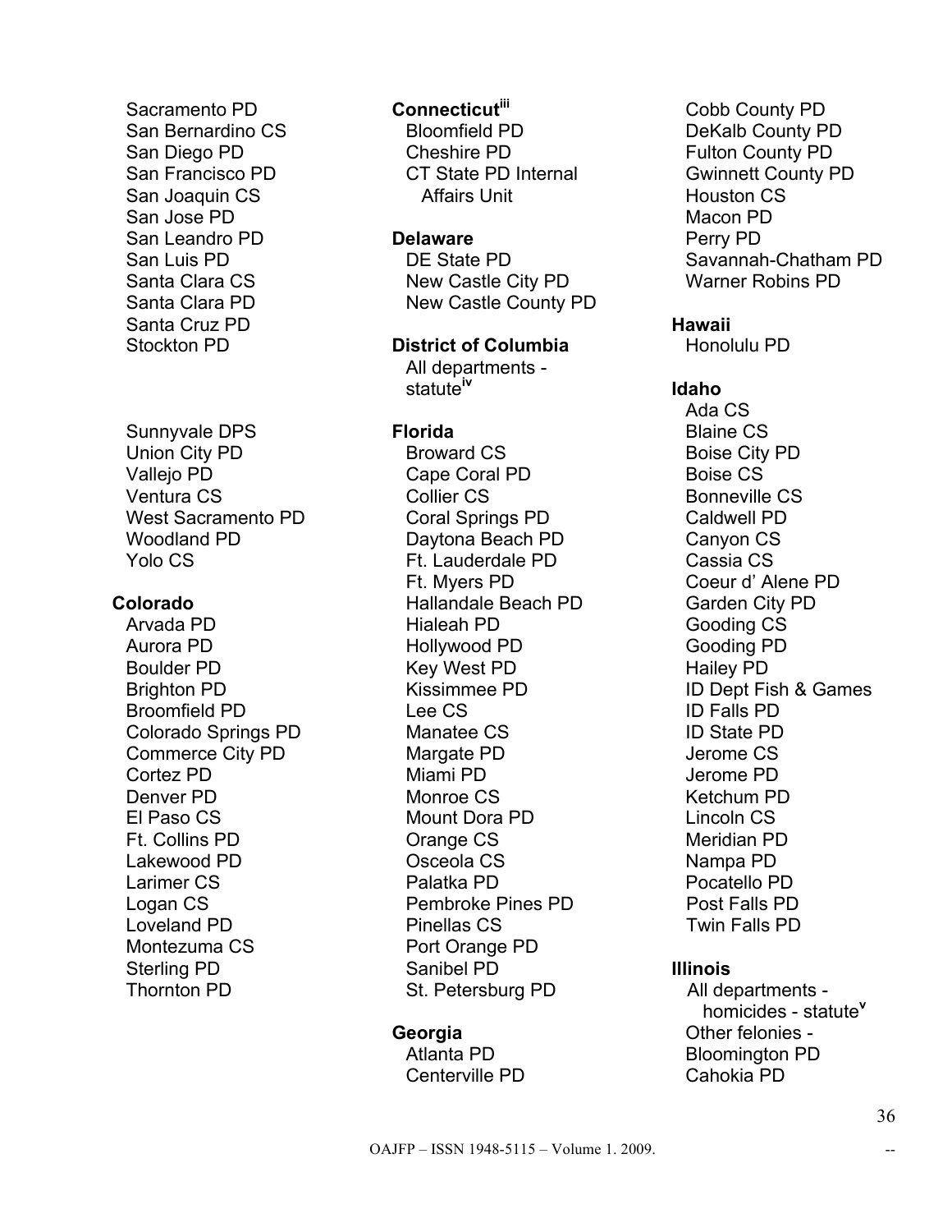Sacramento PD
San Bernardino CS
San Diego PD
San Francisco PD
San Joaquin CS
San Jose PD
San Leandro PD
San Luis PD
Santa Clara CS
Santa Clara PD
Santa Cruz PD
Stockton PD
Sunnyvale DPS
Union City PD
Vallejo PD
Ventura CS
West Sacramento PD
Woodland PD
Yolo CS

**Colorado**

Arvada PD
Aurora PD
Boulder PD
Brighton PD
Broomfield PD
Colorado Springs PD
Commerce City PD
Cortez PD
Denver PD
El Paso CS
Ft. Collins PD
Lakewood PD
Larimer CS
Logan CS
Loveland PD
Montezuma CS
Sterling PD
Thornton PD

**Connecticut**[iii]

Bloomfield PD
Cheshire PD
CT State PD Internal Affairs Unit

**Delaware**

DE State PD
New Castle City PD
New Castle County PD

**District of Columbia**

All departments - statute[iv]

**Florida**

Broward CS
Cape Coral PD
Collier CS
Coral Springs PD
Daytona Beach PD
Ft. Lauderdale PD
Ft. Myers PD
Hallandale Beach PD
Hialeah PD
Hollywood PD
Key West PD
Kissimmee PD
Lee CS
Manatee CS
Margate PD
Miami PD
Monroe CS
Mount Dora PD
Orange CS
Osceola CS
Palatka PD
Pembroke Pines PD
Pinellas CS
Port Orange PD
Sanibel PD
St. Petersburg PD

**Georgia**

Atlanta PD
Centerville PD
Cobb County PD
DeKalb County PD
Fulton County PD
Gwinnett County PD
Houston CS
Macon PD
Perry PD
Savannah-Chatham PD
Warner Robins PD

**Hawaii**

Honolulu PD

**Idaho**

Ada CS
Blaine CS
Boise City PD
Boise CS
Bonneville CS
Caldwell PD
Canyon CS
Cassia CS
Coeur d' Alene PD
Garden City PD
Gooding CS
Gooding PD
Hailey PD
ID Dept Fish & Games
ID Falls PD
ID State PD
Jerome CS
Jerome PD
Ketchum PD
Lincoln CS
Meridian PD
Nampa PD
Pocatello PD
Post Falls PD
Twin Falls PD

**Illinois**

All departments - homicides - statute[v]
Other felonies -
Bloomington PD
Cahokia PD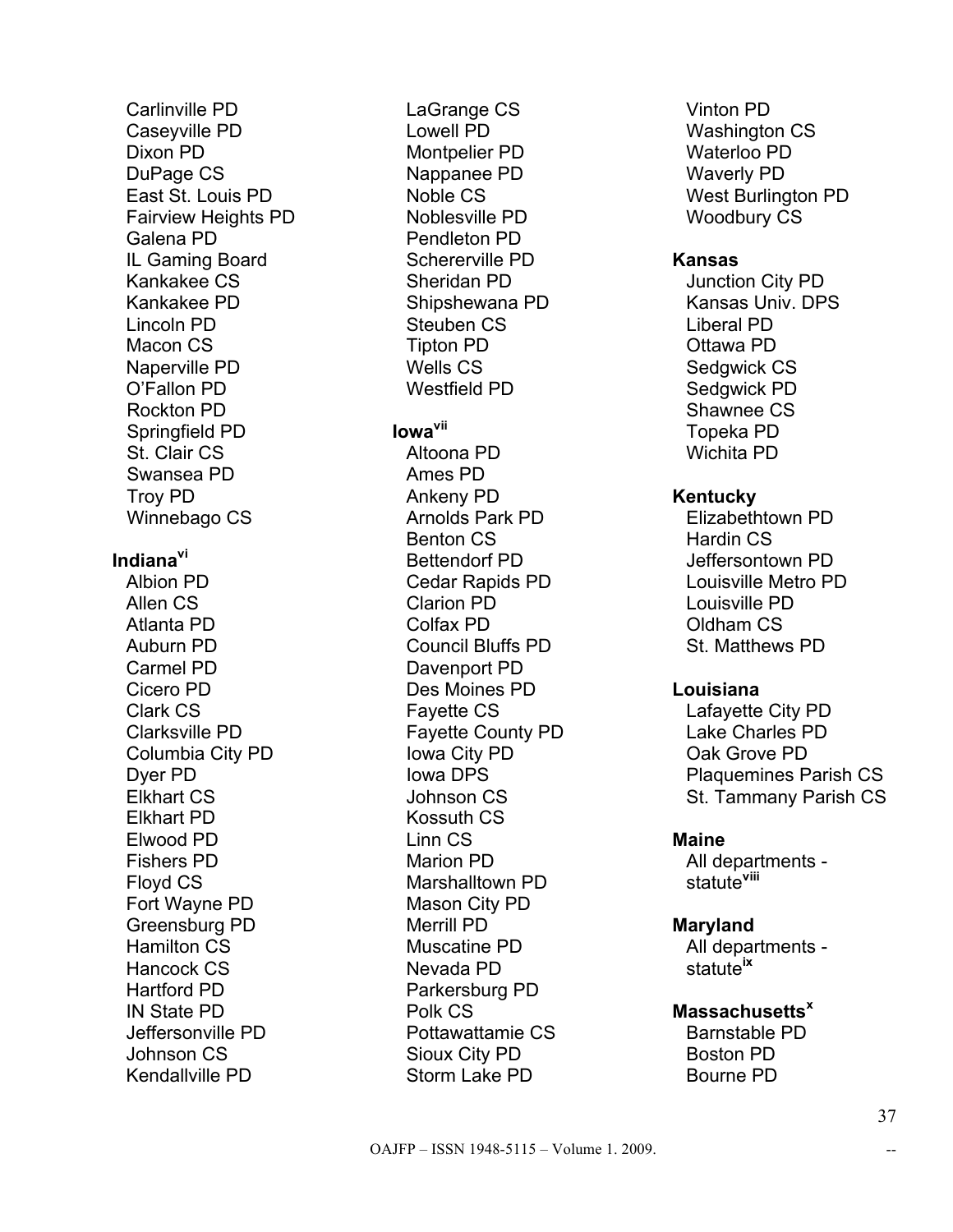Carlinville PD
Caseyville PD
Dixon PD
DuPage CS
East St. Louis PD
Fairview Heights PD
Galena PD
IL Gaming Board
Kankakee CS
Kankakee PD
Lincoln PD
Macon CS
Naperville PD
O'Fallon PD
Rockton PD
Springfield PD
St. Clair CS
Swansea PD
Troy PD
Winnebago CS

**Indiana**[vi]

Albion PD
Allen CS
Atlanta PD
Auburn PD
Carmel PD
Cicero PD
Clark CS
Clarksville PD
Columbia City PD
Dyer PD
Elkhart CS
Elkhart PD
Elwood PD
Fishers PD
Floyd CS
Fort Wayne PD
Greensburg PD
Hamilton CS
Hancock CS
Hartford PD
IN State PD
Jeffersonville PD
Johnson CS
Kendallville PD
LaGrange CS
Lowell PD
Montpelier PD
Nappanee PD
Noble CS
Noblesville PD
Pendleton PD
Schererville PD
Sheridan PD
Shipshewana PD
Steuben CS
Tipton PD
Wells CS
Westfield PD

**Iowa**[vii]

Altoona PD
Ames PD
Ankeny PD
Arnolds Park PD
Benton CS
Bettendorf PD
Cedar Rapids PD
Clarion PD
Colfax PD
Council Bluffs PD
Davenport PD
Des Moines PD
Fayette CS
Fayette County PD
Iowa City PD
Iowa DPS
Johnson CS
Kossuth CS
Linn CS
Marion PD
Marshalltown PD
Mason City PD
Merrill PD
Muscatine PD
Nevada PD
Parkersburg PD
Polk CS
Pottawattamie CS
Sioux City PD
Storm Lake PD
Vinton PD
Washington CS
Waterloo PD
Waverly PD
West Burlington PD
Woodbury CS

**Kansas**

Junction City PD
Kansas Univ. DPS
Liberal PD
Ottawa PD
Sedgwick CS
Sedgwick PD
Shawnee CS
Topeka PD
Wichita PD

**Kentucky**

Elizabethtown PD
Hardin CS
Jeffersontown PD
Louisville Metro PD
Louisville PD
Oldham CS
St. Matthews PD

**Louisiana**

Lafayette City PD
Lake Charles PD
Oak Grove PD
Plaquemines Parish CS
St. Tammany Parish CS

**Maine**

All departments - statute[viii]

**Maryland**

All departments - statute[ix]

**Massachusetts**[x]

Barnstable PD
Boston PD
Bourne PD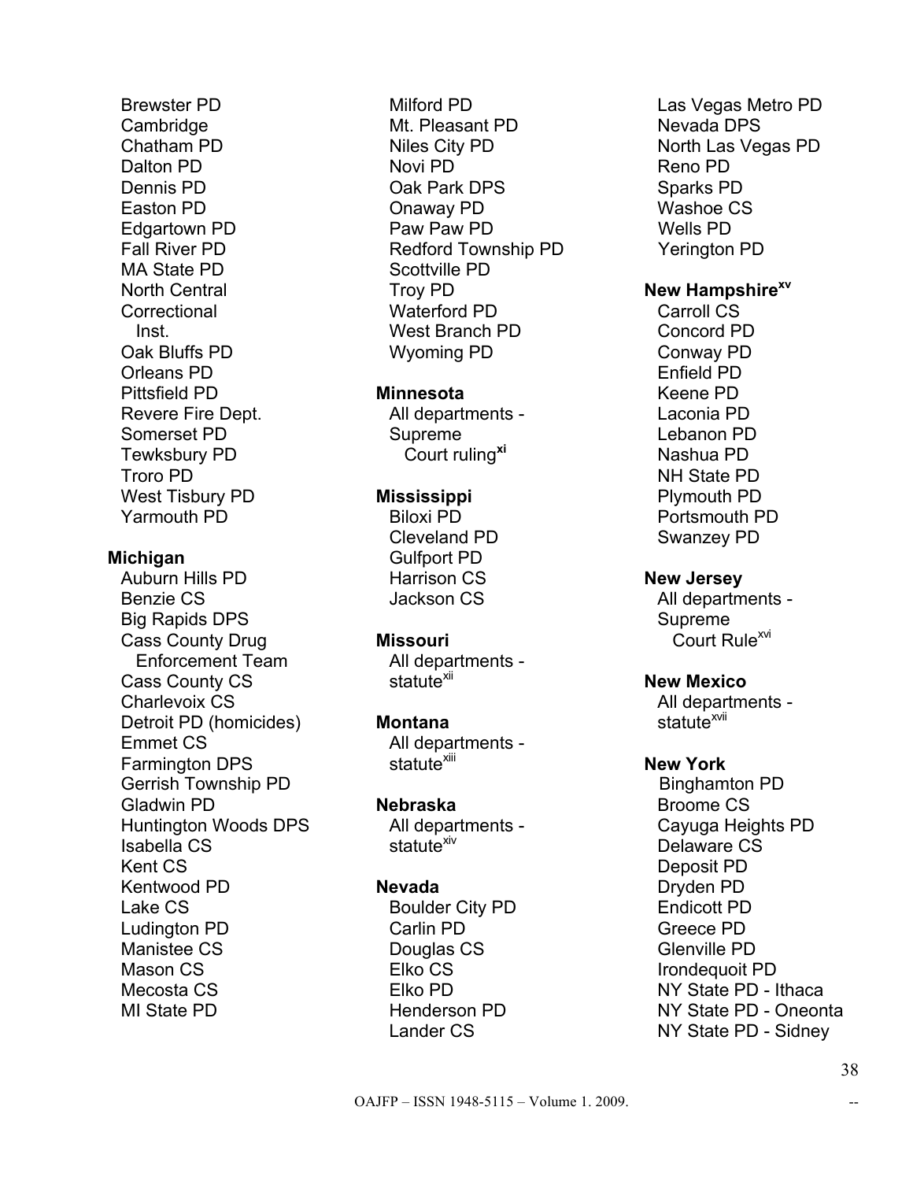Brewster PD
Cambridge
Chatham PD
Dalton PD
Dennis PD
Easton PD
Edgartown PD
Fall River PD
MA State PD
North Central Correctional Inst.
Oak Bluffs PD
Orleans PD
Pittsfield PD
Revere Fire Dept.
Somerset PD
Tewksbury PD
Troro PD
West Tisbury PD
Yarmouth PD

**Michigan**
Auburn Hills PD
Benzie CS
Big Rapids DPS
Cass County Drug Enforcement Team
Cass County CS
Charlevoix CS
Detroit PD (homicides)
Emmet CS
Farmington DPS
Gerrish Township PD
Gladwin PD
Huntington Woods DPS
Isabella CS
Kent CS
Kentwood PD
Lake CS
Ludington PD
Manistee CS
Mason CS
Mecosta CS
MI State PD
Milford PD
Mt. Pleasant PD
Niles City PD
Novi PD
Oak Park DPS
Onaway PD
Paw Paw PD
Redford Township PD
Scottville PD
Troy PD
Waterford PD
West Branch PD
Wyoming PD

**Minnesota**
All departments - Supreme Court ruling[xi]

**Mississippi**
Biloxi PD
Cleveland PD
Gulfport PD
Harrison CS
Jackson CS

**Missouri**
All departments - statute[xii]

**Montana**
All departments - statute[xiii]

**Nebraska**
All departments - statute[xiv]

**Nevada**
Boulder City PD
Carlin PD
Douglas CS
Elko CS
Elko PD
Henderson PD
Lander CS
Las Vegas Metro PD
Nevada DPS
North Las Vegas PD
Reno PD
Sparks PD
Washoe CS
Wells PD
Yerington PD

**New Hampshire[xv]**
Carroll CS
Concord PD
Conway PD
Enfield PD
Keene PD
Laconia PD
Lebanon PD
Nashua PD
NH State PD
Plymouth PD
Portsmouth PD
Swanzey PD

**New Jersey**
All departments - Supreme Court Rule[xvi]

**New Mexico**
All departments - statute[xvii]

**New York**
Binghamton PD
Broome CS
Cayuga Heights PD
Delaware CS
Deposit PD
Dryden PD
Endicott PD
Greece PD
Glenville PD
Irondequoit PD
NY State PD - Ithaca
NY State PD - Oneonta
NY State PD - Sidney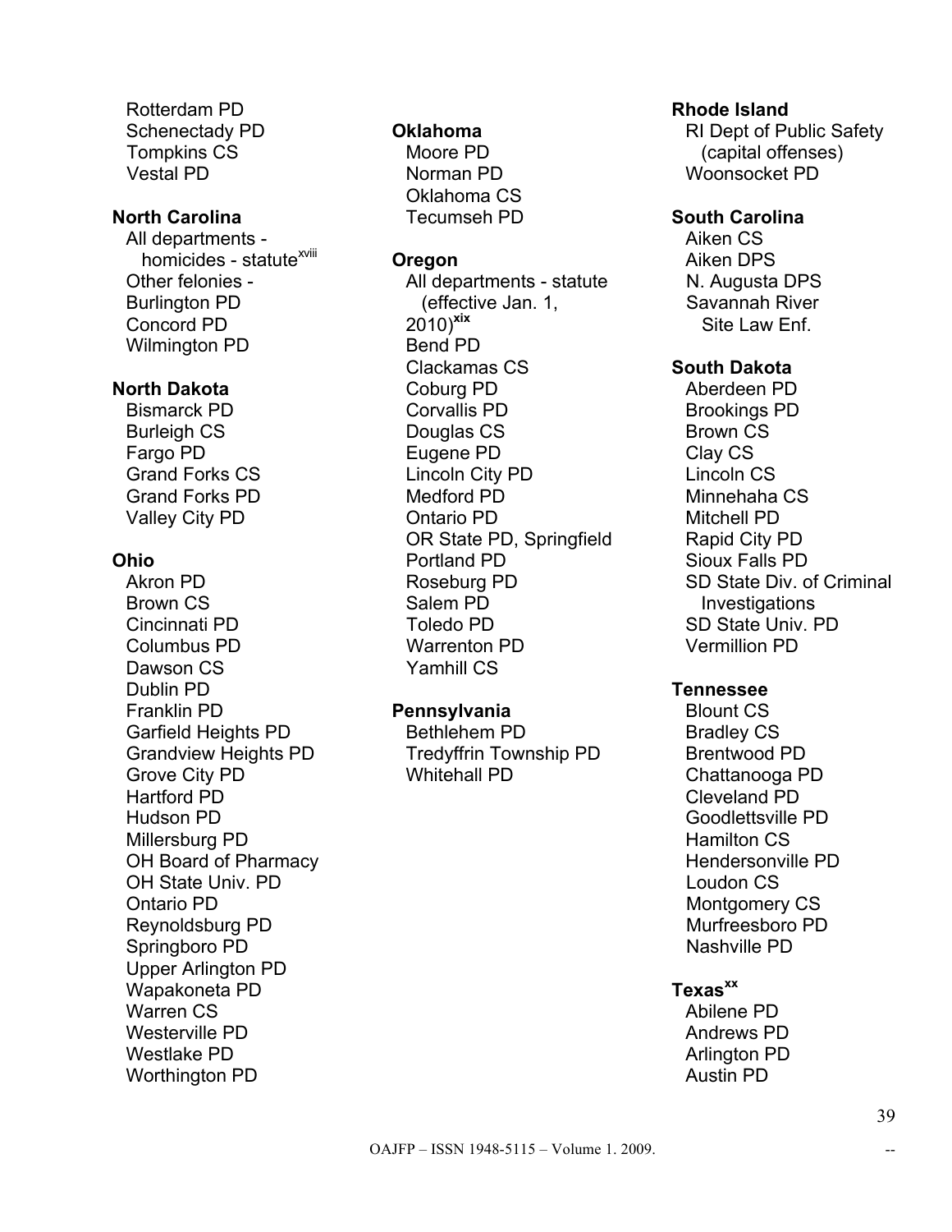Rotterdam PD
Schenectady PD
Tompkins CS
Vestal PD

**North Carolina**
All departments - homicides - statute[xviii]
Other felonies -
Burlington PD
Concord PD
Wilmington PD

**North Dakota**
Bismarck PD
Burleigh CS
Fargo PD
Grand Forks CS
Grand Forks PD
Valley City PD

**Ohio**
Akron PD
Brown CS
Cincinnati PD
Columbus PD
Dawson CS
Dublin PD
Franklin PD
Garfield Heights PD
Grandview Heights PD
Grove City PD
Hartford PD
Hudson PD
Millersburg PD
OH Board of Pharmacy
OH State Univ. PD
Ontario PD
Reynoldsburg PD
Springboro PD
Upper Arlington PD
Wapakoneta PD
Warren CS
Westerville PD
Westlake PD
Worthington PD

**Oklahoma**
Moore PD
Norman PD
Oklahoma CS
Tecumseh PD

**Oregon**
All departments - statute (effective Jan. 1, 2010)[xix]
Bend PD
Clackamas CS
Coburg PD
Corvallis PD
Douglas CS
Eugene PD
Lincoln City PD
Medford PD
Ontario PD
OR State PD, Springfield
Portland PD
Roseburg PD
Salem PD
Toledo PD
Warrenton PD
Yamhill CS

**Pennsylvania**
Bethlehem PD
Tredyffrin Township PD
Whitehall PD

**Rhode Island**
RI Dept of Public Safety (capital offenses)
Woonsocket PD

**South Carolina**
Aiken CS
Aiken DPS
N. Augusta DPS
Savannah River Site Law Enf.

**South Dakota**
Aberdeen PD
Brookings PD
Brown CS
Clay CS
Lincoln CS
Minnehaha CS
Mitchell PD
Rapid City PD
Sioux Falls PD
SD State Div. of Criminal Investigations
SD State Univ. PD
Vermillion PD

**Tennessee**
Blount CS
Bradley CS
Brentwood PD
Chattanooga PD
Cleveland PD
Goodlettsville PD
Hamilton CS
Hendersonville PD
Loudon CS
Montgomery CS
Murfreesboro PD
Nashville PD

**Texas**[xx]
Abilene PD
Andrews PD
Arlington PD
Austin PD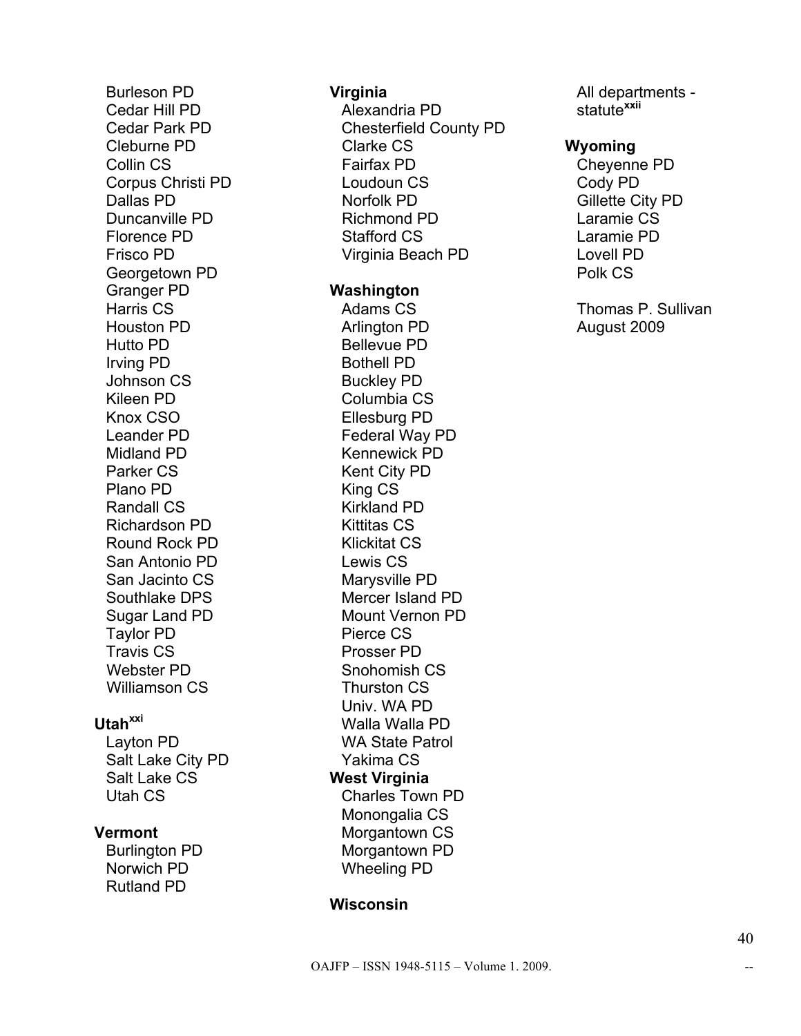Burleson PD
Cedar Hill PD
Cedar Park PD
Cleburne PD
Collin CS
Corpus Christi PD
Dallas PD
Duncanville PD
Florence PD
Frisco PD
Georgetown PD
Granger PD
Harris CS
Houston PD
Hutto PD
Irving PD
Johnson CS
Kileen PD
Knox CSO
Leander PD
Midland PD
Parker CS
Plano PD
Randall CS
Richardson PD
Round Rock PD
San Antonio PD
San Jacinto CS
Southlake DPS
Sugar Land PD
Taylor PD
Travis CS
Webster PD
Williamson CS

**Utah**[xxi]

Layton PD
Salt Lake City PD
Salt Lake CS
Utah CS

**Vermont**

Burlington PD
Norwich PD
Rutland PD

**Virginia**

Alexandria PD
Chesterfield County PD
Clarke CS
Fairfax PD
Loudoun CS
Norfolk PD
Richmond PD
Stafford CS
Virginia Beach PD

**Washington**

Adams CS
Arlington PD
Bellevue PD
Bothell PD
Buckley PD
Columbia CS
Ellesburg PD
Federal Way PD
Kennewick PD
Kent City PD
King CS
Kirkland PD
Kittitas CS
Klickitat CS
Lewis CS
Marysville PD
Mercer Island PD
Mount Vernon PD
Pierce CS
Prosser PD
Snohomish CS
Thurston CS
Univ. WA PD
Walla Walla PD
WA State Patrol
Yakima CS

**West Virginia**

Charles Town PD
Monongalia CS
Morgantown CS
Morgantown PD
Wheeling PD

**Wisconsin**

All departments - statute[xxii]

**Wyoming**

Cheyenne PD
Cody PD
Gillette City PD
Laramie CS
Laramie PD
Lovell PD
Polk CS

Thomas P. Sullivan
August 2009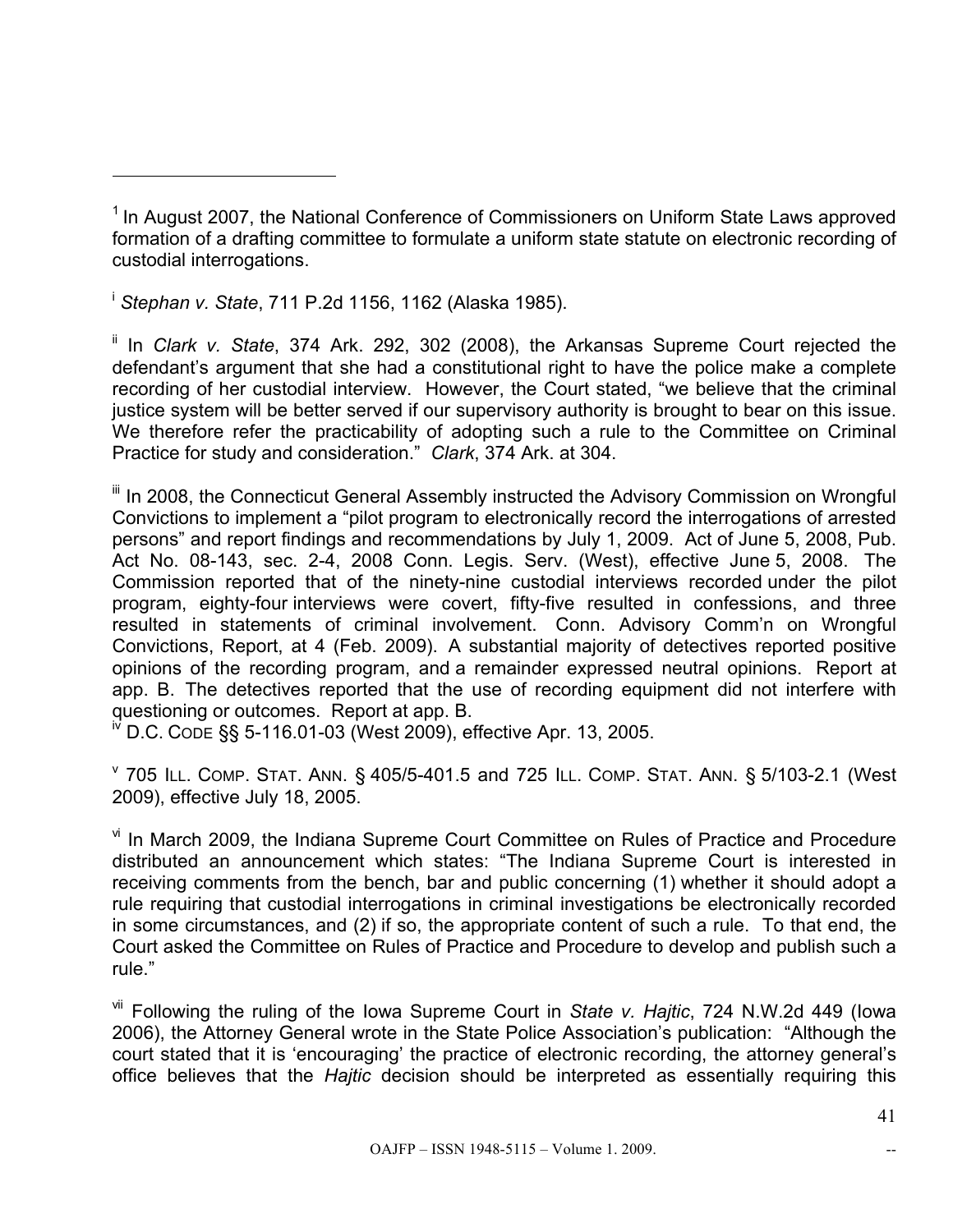---

[1] In August 2007, the National Conference of Commissioners on Uniform State Laws approved formation of a drafting committee to formulate a uniform state statute on electronic recording of custodial interrogations.

[i] *Stephan v. State*, 711 P.2d 1156, 1162 (Alaska 1985).

[ii] In *Clark v. State*, 374 Ark. 292, 302 (2008), the Arkansas Supreme Court rejected the defendant's argument that she had a constitutional right to have the police make a complete recording of her custodial interview. However, the Court stated, "we believe that the criminal justice system will be better served if our supervisory authority is brought to bear on this issue. We therefore refer the practicability of adopting such a rule to the Committee on Criminal Practice for study and consideration." *Clark*, 374 Ark. at 304.

[iii] In 2008, the Connecticut General Assembly instructed the Advisory Commission on Wrongful Convictions to implement a "pilot program to electronically record the interrogations of arrested persons" and report findings and recommendations by July 1, 2009. Act of June 5, 2008, Pub. Act No. 08-143, sec. 2-4, 2008 Conn. Legis. Serv. (West), effective June 5, 2008. The Commission reported that of the ninety-nine custodial interviews recorded under the pilot program, eighty-four interviews were covert, fifty-five resulted in confessions, and three resulted in statements of criminal involvement. Conn. Advisory Comm'n on Wrongful Convictions, Report, at 4 (Feb. 2009). A substantial majority of detectives reported positive opinions of the recording program, and a remainder expressed neutral opinions. Report at app. B. The detectives reported that the use of recording equipment did not interfere with questioning or outcomes. Report at app. B.

[iv] D.C. CODE §§ 5-116.01-03 (West 2009), effective Apr. 13, 2005.

[v] 705 ILL. COMP. STAT. ANN. § 405/5-401.5 and 725 ILL. COMP. STAT. ANN. § 5/103-2.1 (West 2009), effective July 18, 2005.

[vi] In March 2009, the Indiana Supreme Court Committee on Rules of Practice and Procedure distributed an announcement which states: "The Indiana Supreme Court is interested in receiving comments from the bench, bar and public concerning (1) whether it should adopt a rule requiring that custodial interrogations in criminal investigations be electronically recorded in some circumstances, and (2) if so, the appropriate content of such a rule. To that end, the Court asked the Committee on Rules of Practice and Procedure to develop and publish such a rule."

[vii] Following the ruling of the Iowa Supreme Court in *State v. Hajtic*, 724 N.W.2d 449 (Iowa 2006), the Attorney General wrote in the State Police Association's publication: "Although the court stated that it is 'encouraging' the practice of electronic recording, the attorney general's office believes that the *Hajtic* decision should be interpreted as essentially requiring this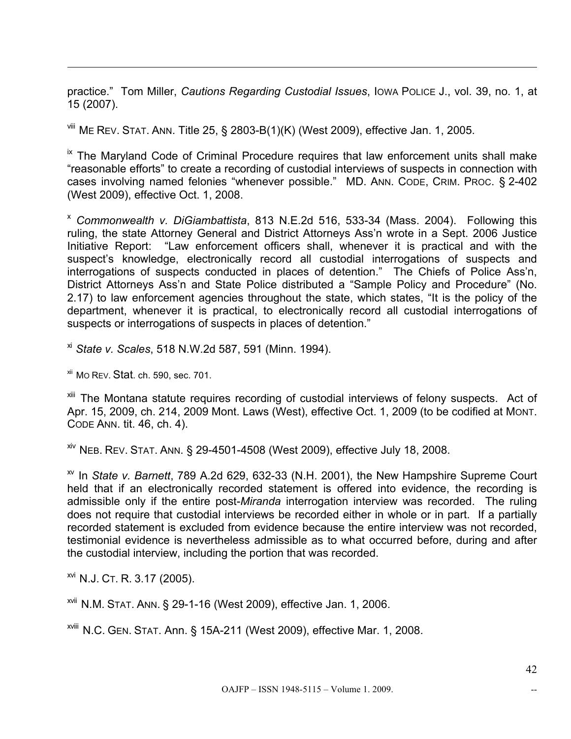practice." Tom Miller, *Cautions Regarding Custodial Issues*, IOWA POLICE J., vol. 39, no. 1, at 15 (2007).

[viii] ME REV. STAT. ANN. Title 25, § 2803-B(1)(K) (West 2009), effective Jan. 1, 2005.

[ix] The Maryland Code of Criminal Procedure requires that law enforcement units shall make "reasonable efforts" to create a recording of custodial interviews of suspects in connection with cases involving named felonies "whenever possible." MD. ANN. CODE, CRIM. PROC. § 2-402 (West 2009), effective Oct. 1, 2008.

[x] *Commonwealth v. DiGiambattista*, 813 N.E.2d 516, 533-34 (Mass. 2004). Following this ruling, the state Attorney General and District Attorneys Ass'n wrote in a Sept. 2006 Justice Initiative Report: "Law enforcement officers shall, whenever it is practical and with the suspect's knowledge, electronically record all custodial interrogations of suspects and interrogations of suspects conducted in places of detention." The Chiefs of Police Ass'n, District Attorneys Ass'n and State Police distributed a "Sample Policy and Procedure" (No. 2.17) to law enforcement agencies throughout the state, which states, "It is the policy of the department, whenever it is practical, to electronically record all custodial interrogations of suspects or interrogations of suspects in places of detention."

[xi] *State v. Scales*, 518 N.W.2d 587, 591 (Minn. 1994).

[xii] MO REV. Stat. ch. 590, sec. 701.

[xiii] The Montana statute requires recording of custodial interviews of felony suspects. Act of Apr. 15, 2009, ch. 214, 2009 Mont. Laws (West), effective Oct. 1, 2009 (to be codified at MONT. CODE ANN. tit. 46, ch. 4).

[xiv] NEB. REV. STAT. ANN. § 29-4501-4508 (West 2009), effective July 18, 2008.

[xv] In *State v. Barnett*, 789 A.2d 629, 632-33 (N.H. 2001), the New Hampshire Supreme Court held that if an electronically recorded statement is offered into evidence, the recording is admissible only if the entire post-*Miranda* interrogation interview was recorded. The ruling does not require that custodial interviews be recorded either in whole or in part. If a partially recorded statement is excluded from evidence because the entire interview was not recorded, testimonial evidence is nevertheless admissible as to what occurred before, during and after the custodial interview, including the portion that was recorded.

[xvi] N.J. CT. R. 3.17 (2005).

[xvii] N.M. STAT. ANN. § 29-1-16 (West 2009), effective Jan. 1, 2006.

[xviii] N.C. GEN. STAT. Ann. § 15A-211 (West 2009), effective Mar. 1, 2008.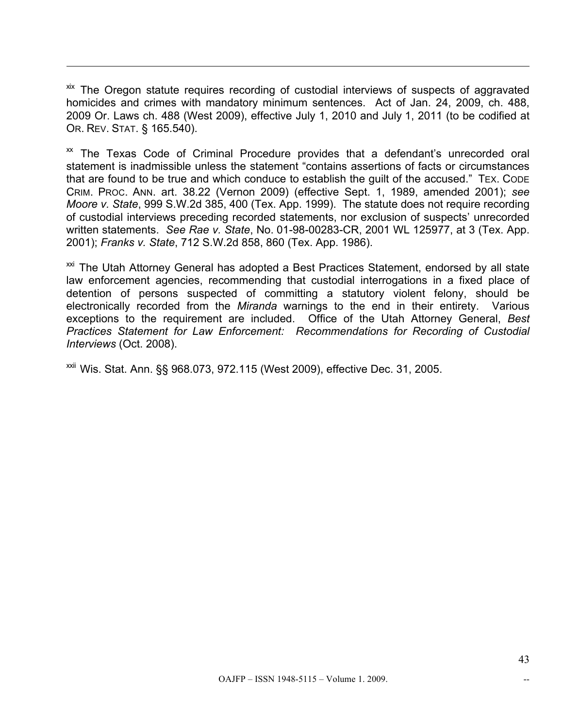[xix] The Oregon statute requires recording of custodial interviews of suspects of aggravated homicides and crimes with mandatory minimum sentences. Act of Jan. 24, 2009, ch. 488, 2009 Or. Laws ch. 488 (West 2009), effective July 1, 2010 and July 1, 2011 (to be codified at OR. REV. STAT. § 165.540).

[xx] The Texas Code of Criminal Procedure provides that a defendant's unrecorded oral statement is inadmissible unless the statement "contains assertions of facts or circumstances that are found to be true and which conduce to establish the guilt of the accused." TEX. CODE CRIM. PROC. ANN. art. 38.22 (Vernon 2009) (effective Sept. 1, 1989, amended 2001); *see Moore v. State*, 999 S.W.2d 385, 400 (Tex. App. 1999). The statute does not require recording of custodial interviews preceding recorded statements, nor exclusion of suspects' unrecorded written statements. *See Rae v. State*, No. 01-98-00283-CR, 2001 WL 125977, at 3 (Tex. App. 2001); *Franks v. State*, 712 S.W.2d 858, 860 (Tex. App. 1986).

[xxi] The Utah Attorney General has adopted a Best Practices Statement, endorsed by all state law enforcement agencies, recommending that custodial interrogations in a fixed place of detention of persons suspected of committing a statutory violent felony, should be electronically recorded from the *Miranda* warnings to the end in their entirety. Various exceptions to the requirement are included. Office of the Utah Attorney General, *Best Practices Statement for Law Enforcement: Recommendations for Recording of Custodial Interviews* (Oct. 2008).

[xxii] Wis. Stat. Ann. §§ 968.073, 972.115 (West 2009), effective Dec. 31, 2005.